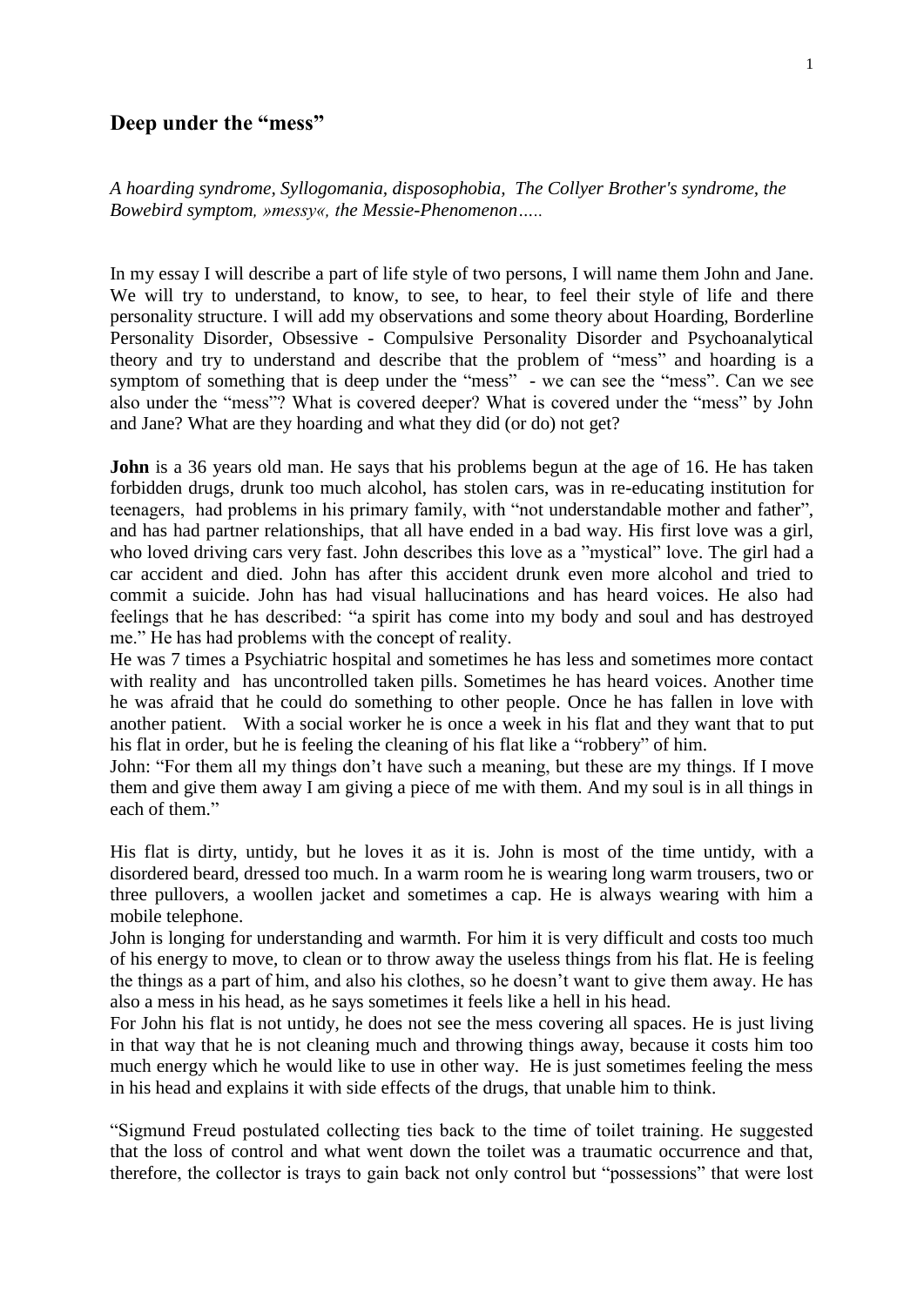## Deep under the "mess"

*A hoarding syndrome, Syllogomania, disposophobia, The Collyer Brother's syndrome, the Bowebird symptom, »messy«, the Messie-Phenomenon…..*

In my essay I will describe a part of life style of two persons, I will name them John and Jane. We will try to understand, to know, to see, to hear, to feel their style of life and there personality structure. I will add my observations and some theory about Hoarding, Borderline Personality Disorder, Obsessive - Compulsive Personality Disorder and Psychoanalytical theory and try to understand and describe that the problem of "mess" and hoarding is a symptom of something that is deep under the "mess" - we can see the "mess". Can we see also under the "mess"? What is covered deeper? What is covered under the "mess" by John and Jane? What are they hoarding and what they did (or do) not get?

**John** is a 36 years old man. He says that his problems begun at the age of 16. He has taken forbidden drugs, drunk too much alcohol, has stolen cars, was in re-educating institution for teenagers, had problems in his primary family, with "not understandable mother and father", and has had partner relationships, that all have ended in a bad way. His first love was a girl, who loved driving cars very fast. John describes this love as a "mystical" love. The girl had a car accident and died. John has after this accident drunk even more alcohol and tried to commit a suicide. John has had visual hallucinations and has heard voices. He also had feelings that he has described: "a spirit has come into my body and soul and has destroyed me." He has had problems with the concept of reality.
He was 7 times a Psychiatric hospital and sometimes he has less and sometimes more contact with reality and has uncontrolled taken pills. Sometimes he has heard voices. Another time he was afraid that he could do something to other people. Once he has fallen in love with another patient. With a social worker he is once a week in his flat and they want that to put his flat in order, but he is feeling the cleaning of his flat like a "robbery" of him.
John: "For them all my things don't have such a meaning, but these are my things. If I move them and give them away I am giving a piece of me with them. And my soul is in all things in each of them."

His flat is dirty, untidy, but he loves it as it is. John is most of the time untidy, with a disordered beard, dressed too much. In a warm room he is wearing long warm trousers, two or three pullovers, a woollen jacket and sometimes a cap. He is always wearing with him a mobile telephone.
John is longing for understanding and warmth. For him it is very difficult and costs too much of his energy to move, to clean or to throw away the useless things from his flat. He is feeling the things as a part of him, and also his clothes, so he doesn't want to give them away. He has also a mess in his head, as he says sometimes it feels like a hell in his head.
For John his flat is not untidy, he does not see the mess covering all spaces. He is just living in that way that he is not cleaning much and throwing things away, because it costs him too much energy which he would like to use in other way. He is just sometimes feeling the mess in his head and explains it with side effects of the drugs, that unable him to think.

"Sigmund Freud postulated collecting ties back to the time of toilet training. He suggested that the loss of control and what went down the toilet was a traumatic occurrence and that, therefore, the collector is trays to gain back not only control but "possessions" that were lost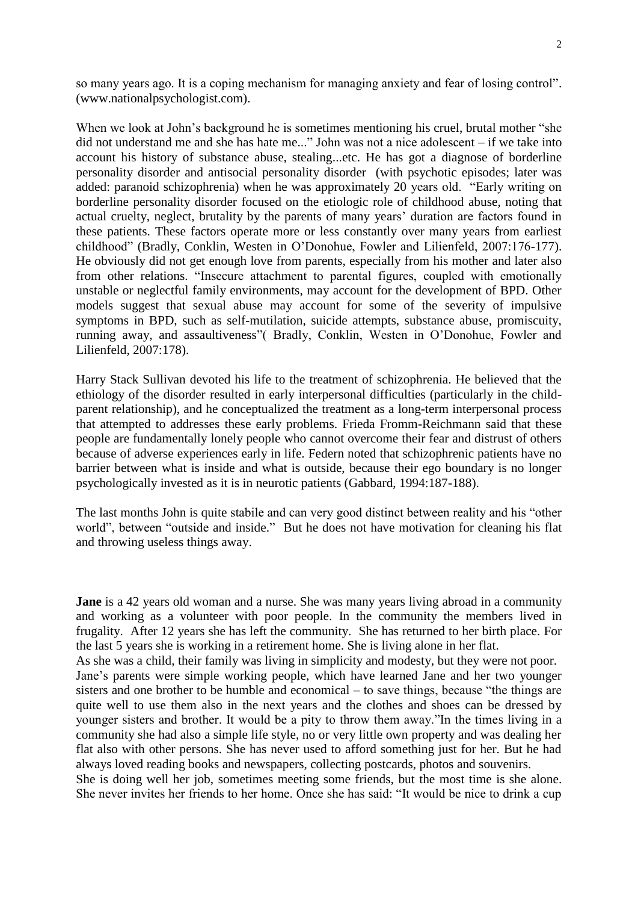so many years ago. It is a coping mechanism for managing anxiety and fear of losing control". (www.nationalpsychologist.com).

When we look at John's background he is sometimes mentioning his cruel, brutal mother "she did not understand me and she has hate me..." John was not a nice adolescent – if we take into account his history of substance abuse, stealing...etc. He has got a diagnose of borderline personality disorder and antisocial personality disorder (with psychotic episodes; later was added: paranoid schizophrenia) when he was approximately 20 years old. "Early writing on borderline personality disorder focused on the etiologic role of childhood abuse, noting that actual cruelty, neglect, brutality by the parents of many years' duration are factors found in these patients. These factors operate more or less constantly over many years from earliest childhood" (Bradly, Conklin, Westen in O'Donohue, Fowler and Lilienfeld, 2007:176-177). He obviously did not get enough love from parents, especially from his mother and later also from other relations. "Insecure attachment to parental figures, coupled with emotionally unstable or neglectful family environments, may account for the development of BPD. Other models suggest that sexual abuse may account for some of the severity of impulsive symptoms in BPD, such as self-mutilation, suicide attempts, substance abuse, promiscuity, running away, and assaultiveness"( Bradly, Conklin, Westen in O'Donohue, Fowler and Lilienfeld, 2007:178).

Harry Stack Sullivan devoted his life to the treatment of schizophrenia. He believed that the ethiology of the disorder resulted in early interpersonal difficulties (particularly in the child-parent relationship), and he conceptualized the treatment as a long-term interpersonal process that attempted to addresses these early problems. Frieda Fromm-Reichmann said that these people are fundamentally lonely people who cannot overcome their fear and distrust of others because of adverse experiences early in life. Federn noted that schizophrenic patients have no barrier between what is inside and what is outside, because their ego boundary is no longer psychologically invested as it is in neurotic patients (Gabbard, 1994:187-188).

The last months John is quite stabile and can very good distinct between reality and his "other world", between "outside and inside." But he does not have motivation for cleaning his flat and throwing useless things away.

**Jane** is a 42 years old woman and a nurse. She was many years living abroad in a community and working as a volunteer with poor people. In the community the members lived in frugality. After 12 years she has left the community. She has returned to her birth place. For the last 5 years she is working in a retirement home. She is living alone in her flat.
As she was a child, their family was living in simplicity and modesty, but they were not poor. Jane's parents were simple working people, which have learned Jane and her two younger sisters and one brother to be humble and economical – to save things, because "the things are quite well to use them also in the next years and the clothes and shoes can be dressed by younger sisters and brother. It would be a pity to throw them away."In the times living in a community she had also a simple life style, no or very little own property and was dealing her flat also with other persons. She has never used to afford something just for her. But he had always loved reading books and newspapers, collecting postcards, photos and souvenirs.
She is doing well her job, sometimes meeting some friends, but the most time is she alone. She never invites her friends to her home. Once she has said: "It would be nice to drink a cup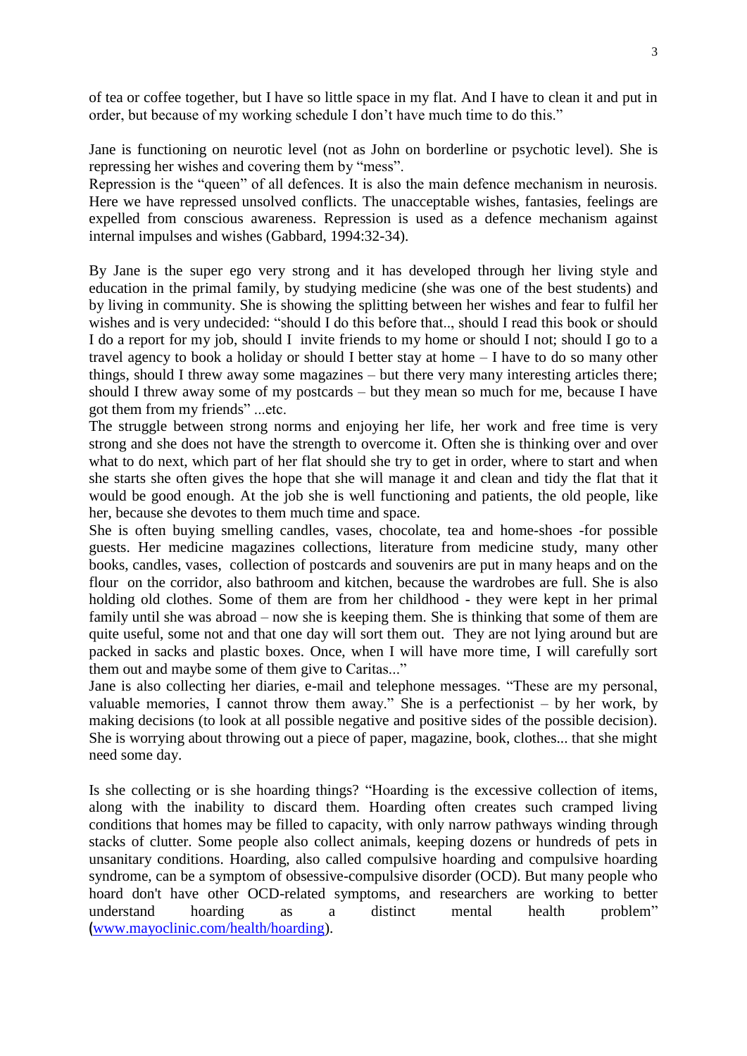of tea or coffee together, but I have so little space in my flat. And I have to clean it and put in order, but because of my working schedule I don't have much time to do this."

Jane is functioning on neurotic level (not as John on borderline or psychotic level). She is repressing her wishes and covering them by "mess".

Repression is the "queen" of all defences. It is also the main defence mechanism in neurosis. Here we have repressed unsolved conflicts. The unacceptable wishes, fantasies, feelings are expelled from conscious awareness. Repression is used as a defence mechanism against internal impulses and wishes (Gabbard, 1994:32-34).

By Jane is the super ego very strong and it has developed through her living style and education in the primal family, by studying medicine (she was one of the best students) and by living in community. She is showing the splitting between her wishes and fear to fulfil her wishes and is very undecided: "should I do this before that.., should I read this book or should I do a report for my job, should I invite friends to my home or should I not; should I go to a travel agency to book a holiday or should I better stay at home – I have to do so many other things, should I threw away some magazines – but there very many interesting articles there; should I threw away some of my postcards – but they mean so much for me, because I have got them from my friends" ...etc.

The struggle between strong norms and enjoying her life, her work and free time is very strong and she does not have the strength to overcome it. Often she is thinking over and over what to do next, which part of her flat should she try to get in order, where to start and when she starts she often gives the hope that she will manage it and clean and tidy the flat that it would be good enough. At the job she is well functioning and patients, the old people, like her, because she devotes to them much time and space.

She is often buying smelling candles, vases, chocolate, tea and home-shoes -for possible guests. Her medicine magazines collections, literature from medicine study, many other books, candles, vases, collection of postcards and souvenirs are put in many heaps and on the flour on the corridor, also bathroom and kitchen, because the wardrobes are full. She is also holding old clothes. Some of them are from her childhood - they were kept in her primal family until she was abroad – now she is keeping them. She is thinking that some of them are quite useful, some not and that one day will sort them out. They are not lying around but are packed in sacks and plastic boxes. Once, when I will have more time, I will carefully sort them out and maybe some of them give to Caritas..."

Jane is also collecting her diaries, e-mail and telephone messages. "These are my personal, valuable memories, I cannot throw them away." She is a perfectionist – by her work, by making decisions (to look at all possible negative and positive sides of the possible decision). She is worrying about throwing out a piece of paper, magazine, book, clothes... that she might need some day.

Is she collecting or is she hoarding things? "Hoarding is the excessive collection of items, along with the inability to discard them. Hoarding often creates such cramped living conditions that homes may be filled to capacity, with only narrow pathways winding through stacks of clutter. Some people also collect animals, keeping dozens or hundreds of pets in unsanitary conditions. Hoarding, also called compulsive hoarding and compulsive hoarding syndrome, can be a symptom of obsessive-compulsive disorder (OCD). But many people who hoard don't have other OCD-related symptoms, and researchers are working to better understand hoarding as a distinct mental health problem" (www.mayoclinic.com/health/hoarding).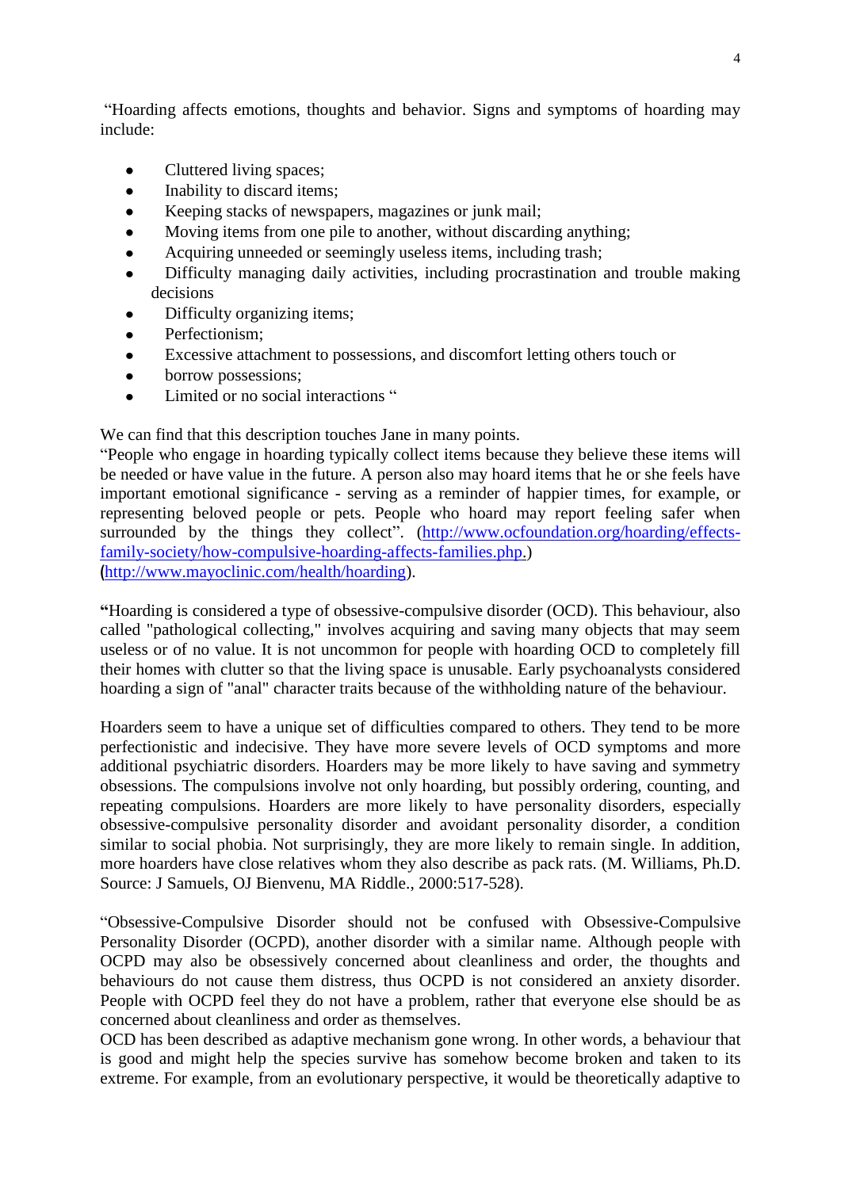"Hoarding affects emotions, thoughts and behavior. Signs and symptoms of hoarding may include:

- Cluttered living spaces;
- Inability to discard items;
- Keeping stacks of newspapers, magazines or junk mail;
- Moving items from one pile to another, without discarding anything;
- Acquiring unneeded or seemingly useless items, including trash;
- Difficulty managing daily activities, including procrastination and trouble making decisions
- Difficulty organizing items;
- Perfectionism;
- Excessive attachment to possessions, and discomfort letting others touch or
- borrow possessions;
- Limited or no social interactions "

We can find that this description touches Jane in many points.
"People who engage in hoarding typically collect items because they believe these items will be needed or have value in the future. A person also may hoard items that he or she feels have important emotional significance - serving as a reminder of happier times, for example, or representing beloved people or pets. People who hoard may report feeling safer when surrounded by the things they collect". (http://www.ocfoundation.org/hoarding/effects-family-society/how-compulsive-hoarding-affects-families.php.)
(http://www.mayoclinic.com/health/hoarding).

**"**Hoarding is considered a type of obsessive-compulsive disorder (OCD). This behaviour, also called "pathological collecting," involves acquiring and saving many objects that may seem useless or of no value. It is not uncommon for people with hoarding OCD to completely fill their homes with clutter so that the living space is unusable. Early psychoanalysts considered hoarding a sign of "anal" character traits because of the withholding nature of the behaviour.

Hoarders seem to have a unique set of difficulties compared to others. They tend to be more perfectionistic and indecisive. They have more severe levels of OCD symptoms and more additional psychiatric disorders. Hoarders may be more likely to have saving and symmetry obsessions. The compulsions involve not only hoarding, but possibly ordering, counting, and repeating compulsions. Hoarders are more likely to have personality disorders, especially obsessive-compulsive personality disorder and avoidant personality disorder, a condition similar to social phobia. Not surprisingly, they are more likely to remain single. In addition, more hoarders have close relatives whom they also describe as pack rats. (M. Williams, Ph.D. Source: J Samuels, OJ Bienvenu, MA Riddle., 2000:517-528).

"Obsessive-Compulsive Disorder should not be confused with Obsessive-Compulsive Personality Disorder (OCPD), another disorder with a similar name. Although people with OCPD may also be obsessively concerned about cleanliness and order, the thoughts and behaviours do not cause them distress, thus OCPD is not considered an anxiety disorder. People with OCPD feel they do not have a problem, rather that everyone else should be as concerned about cleanliness and order as themselves.
OCD has been described as adaptive mechanism gone wrong. In other words, a behaviour that is good and might help the species survive has somehow become broken and taken to its extreme. For example, from an evolutionary perspective, it would be theoretically adaptive to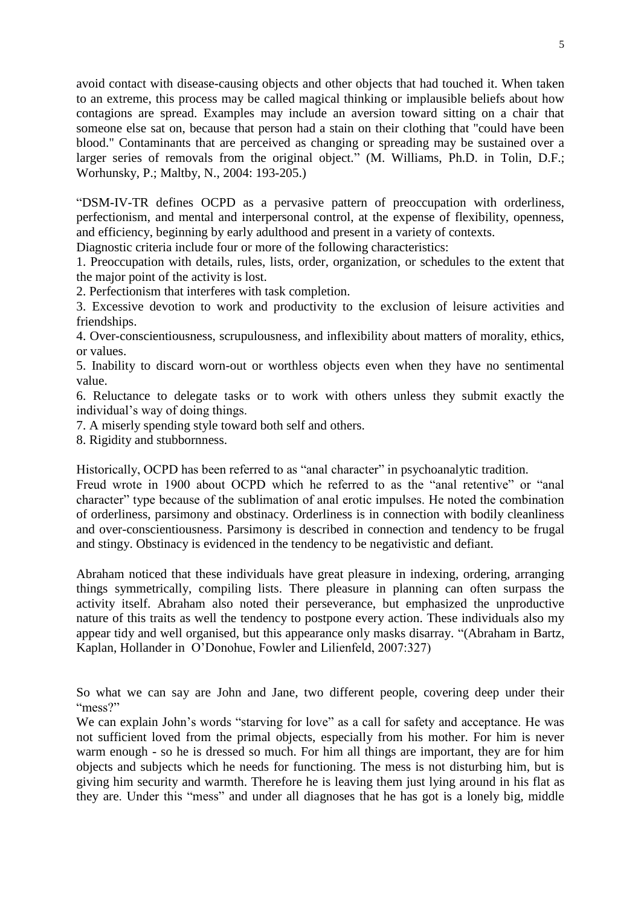avoid contact with disease-causing objects and other objects that had touched it. When taken to an extreme, this process may be called magical thinking or implausible beliefs about how contagions are spread. Examples may include an aversion toward sitting on a chair that someone else sat on, because that person had a stain on their clothing that "could have been blood." Contaminants that are perceived as changing or spreading may be sustained over a larger series of removals from the original object." (M. Williams, Ph.D. in Tolin, D.F.; Worhunsky, P.; Maltby, N., 2004: 193-205.)

"DSM-IV-TR defines OCPD as a pervasive pattern of preoccupation with orderliness, perfectionism, and mental and interpersonal control, at the expense of flexibility, openness, and efficiency, beginning by early adulthood and present in a variety of contexts.
Diagnostic criteria include four or more of the following characteristics:

1. Preoccupation with details, rules, lists, order, organization, or schedules to the extent that the major point of the activity is lost.
2. Perfectionism that interferes with task completion.
3. Excessive devotion to work and productivity to the exclusion of leisure activities and friendships.
4. Over-conscientiousness, scrupulousness, and inflexibility about matters of morality, ethics, or values.
5. Inability to discard worn-out or worthless objects even when they have no sentimental value.
6. Reluctance to delegate tasks or to work with others unless they submit exactly the individual's way of doing things.
7. A miserly spending style toward both self and others.
8. Rigidity and stubbornness.

Historically, OCPD has been referred to as "anal character" in psychoanalytic tradition.
Freud wrote in 1900 about OCPD which he referred to as the "anal retentive" or "anal character" type because of the sublimation of anal erotic impulses. He noted the combination of orderliness, parsimony and obstinacy. Orderliness is in connection with bodily cleanliness and over-conscientiousness. Parsimony is described in connection and tendency to be frugal and stingy. Obstinacy is evidenced in the tendency to be negativistic and defiant.

Abraham noticed that these individuals have great pleasure in indexing, ordering, arranging things symmetrically, compiling lists. There pleasure in planning can often surpass the activity itself. Abraham also noted their perseverance, but emphasized the unproductive nature of this traits as well the tendency to postpone every action. These individuals also my appear tidy and well organised, but this appearance only masks disarray. "(Abraham in Bartz, Kaplan, Hollander in O'Donohue, Fowler and Lilienfeld, 2007:327)

So what we can say are John and Jane, two different people, covering deep under their "mess?"
We can explain John's words "starving for love" as a call for safety and acceptance. He was not sufficient loved from the primal objects, especially from his mother. For him is never warm enough - so he is dressed so much. For him all things are important, they are for him objects and subjects which he needs for functioning. The mess is not disturbing him, but is giving him security and warmth. Therefore he is leaving them just lying around in his flat as they are. Under this "mess" and under all diagnoses that he has got is a lonely big, middle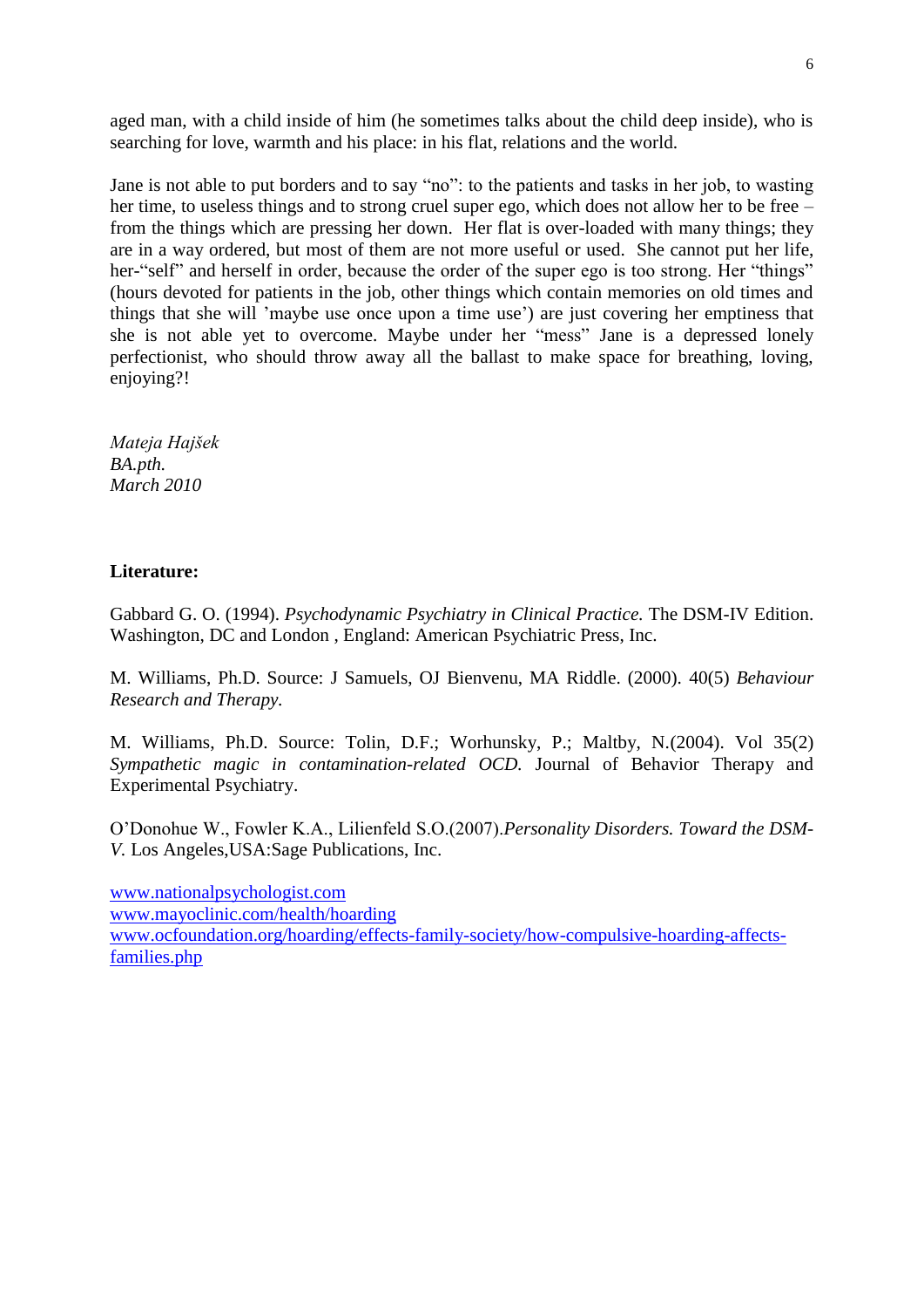aged man, with a child inside of him (he sometimes talks about the child deep inside), who is searching for love, warmth and his place: in his flat, relations and the world.

Jane is not able to put borders and to say “no”: to the patients and tasks in her job, to wasting her time, to useless things and to strong cruel super ego, which does not allow her to be free – from the things which are pressing her down. Her flat is over-loaded with many things; they are in a way ordered, but most of them are not more useful or used. She cannot put her life, her-“self” and herself in order, because the order of the super ego is too strong. Her “things” (hours devoted for patients in the job, other things which contain memories on old times and things that she will ’maybe use once upon a time use’) are just covering her emptiness that she is not able yet to overcome. Maybe under her “mess” Jane is a depressed lonely perfectionist, who should throw away all the ballast to make space for breathing, loving, enjoying?!

*Mateja Hajšek*
*BA.pth.*
*March 2010*

**Literature:**

Gabbard G. O. (1994). *Psychodynamic Psychiatry in Clinical Practice.* The DSM-IV Edition. Washington, DC and London , England: American Psychiatric Press, Inc.

M. Williams, Ph.D. Source: J Samuels, OJ Bienvenu, MA Riddle. (2000). 40(5) *Behaviour Research and Therapy.*

M. Williams, Ph.D. Source: Tolin, D.F.; Worhunsky, P.; Maltby, N.(2004). Vol 35(2) *Sympathetic magic in contamination-related OCD.* Journal of Behavior Therapy and Experimental Psychiatry.

O’Donohue W., Fowler K.A., Lilienfeld S.O.(2007).*Personality Disorders. Toward the DSM-V.* Los Angeles,USA:Sage Publications, Inc.

www.nationalpsychologist.com
www.mayoclinic.com/health/hoarding
www.ocfoundation.org/hoarding/effects-family-society/how-compulsive-hoarding-affects-families.php